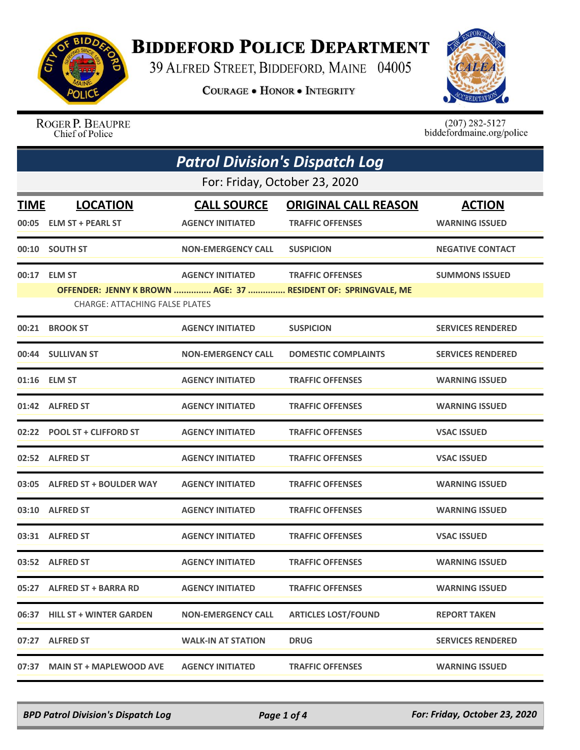# Biddeford Police Department

39 Alfred Street, Biddeford, Maine 04005

**Courage • Honor • Integrity**

Roger P. Beaupre
Chief of Police

(207) 282-5127
biddefordmaine.org/police

## Patrol Division's Dispatch Log

For: Friday, October 23, 2020

| TIME | LOCATION | CALL SOURCE | ORIGINAL CALL REASON | ACTION |
|---|---|---|---|---|
| 00:05 | ELM ST + PEARL ST | AGENCY INITIATED | TRAFFIC OFFENSES | WARNING ISSUED |
| 00:10 | SOUTH ST | NON-EMERGENCY CALL | SUSPICION | NEGATIVE CONTACT |
| 00:17 | ELM ST | AGENCY INITIATED | TRAFFIC OFFENSES | SUMMONS ISSUED |
| | OFFENDER: JENNY K BROWN ............... AGE: 37 ............... RESIDENT OF: SPRINGVALE, ME | | | |
| | CHARGE: ATTACHING FALSE PLATES | | | |
| 00:21 | BROOK ST | AGENCY INITIATED | SUSPICION | SERVICES RENDERED |
| 00:44 | SULLIVAN ST | NON-EMERGENCY CALL | DOMESTIC COMPLAINTS | SERVICES RENDERED |
| 01:16 | ELM ST | AGENCY INITIATED | TRAFFIC OFFENSES | WARNING ISSUED |
| 01:42 | ALFRED ST | AGENCY INITIATED | TRAFFIC OFFENSES | WARNING ISSUED |
| 02:22 | POOL ST + CLIFFORD ST | AGENCY INITIATED | TRAFFIC OFFENSES | VSAC ISSUED |
| 02:52 | ALFRED ST | AGENCY INITIATED | TRAFFIC OFFENSES | VSAC ISSUED |
| 03:05 | ALFRED ST + BOULDER WAY | AGENCY INITIATED | TRAFFIC OFFENSES | WARNING ISSUED |
| 03:10 | ALFRED ST | AGENCY INITIATED | TRAFFIC OFFENSES | WARNING ISSUED |
| 03:31 | ALFRED ST | AGENCY INITIATED | TRAFFIC OFFENSES | VSAC ISSUED |
| 03:52 | ALFRED ST | AGENCY INITIATED | TRAFFIC OFFENSES | WARNING ISSUED |
| 05:27 | ALFRED ST + BARRA RD | AGENCY INITIATED | TRAFFIC OFFENSES | WARNING ISSUED |
| 06:37 | HILL ST + WINTER GARDEN | NON-EMERGENCY CALL | ARTICLES LOST/FOUND | REPORT TAKEN |
| 07:27 | ALFRED ST | WALK-IN AT STATION | DRUG | SERVICES RENDERED |
| 07:37 | MAIN ST + MAPLEWOOD AVE | AGENCY INITIATED | TRAFFIC OFFENSES | WARNING ISSUED |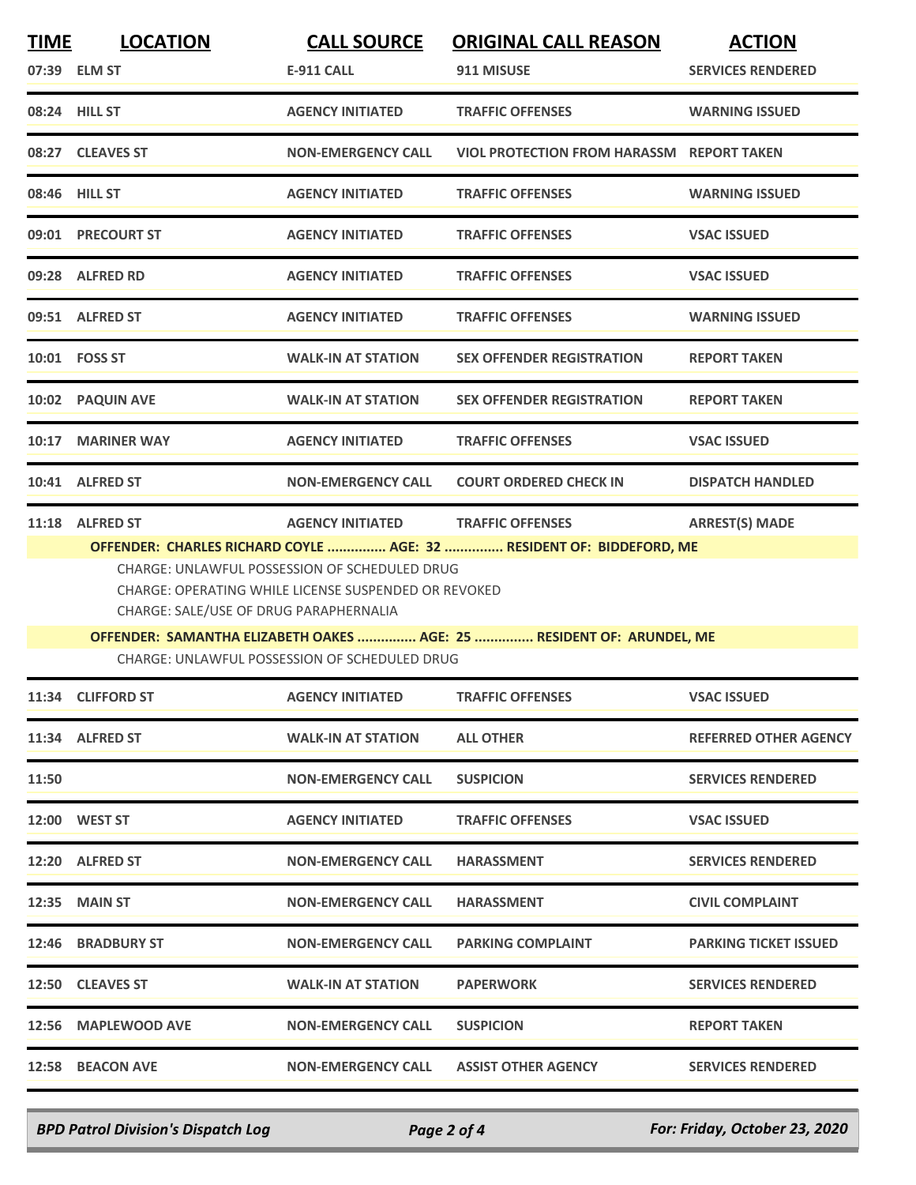| TIME | LOCATION | CALL SOURCE | ORIGINAL CALL REASON | ACTION |
|---|---|---|---|---|
| 07:39 | ELM ST | E-911 CALL | 911 MISUSE | SERVICES RENDERED |
| 08:24 | HILL ST | AGENCY INITIATED | TRAFFIC OFFENSES | WARNING ISSUED |
| 08:27 | CLEAVES ST | NON-EMERGENCY CALL | VIOL PROTECTION FROM HARASSM | REPORT TAKEN |
| 08:46 | HILL ST | AGENCY INITIATED | TRAFFIC OFFENSES | WARNING ISSUED |
| 09:01 | PRECOURT ST | AGENCY INITIATED | TRAFFIC OFFENSES | VSAC ISSUED |
| 09:28 | ALFRED RD | AGENCY INITIATED | TRAFFIC OFFENSES | VSAC ISSUED |
| 09:51 | ALFRED ST | AGENCY INITIATED | TRAFFIC OFFENSES | WARNING ISSUED |
| 10:01 | FOSS ST | WALK-IN AT STATION | SEX OFFENDER REGISTRATION | REPORT TAKEN |
| 10:02 | PAQUIN AVE | WALK-IN AT STATION | SEX OFFENDER REGISTRATION | REPORT TAKEN |
| 10:17 | MARINER WAY | AGENCY INITIATED | TRAFFIC OFFENSES | VSAC ISSUED |
| 10:41 | ALFRED ST | NON-EMERGENCY CALL | COURT ORDERED CHECK IN | DISPATCH HANDLED |
| 11:18 | ALFRED ST | AGENCY INITIATED | TRAFFIC OFFENSES | ARREST(S) MADE |

**OFFENDER: CHARLES RICHARD COYLE ............... AGE: 32 ............... RESIDENT OF: BIDDEFORD, ME**

CHARGE: UNLAWFUL POSSESSION OF SCHEDULED DRUG
CHARGE: OPERATING WHILE LICENSE SUSPENDED OR REVOKED
CHARGE: SALE/USE OF DRUG PARAPHERNALIA

**OFFENDER: SAMANTHA ELIZABETH OAKES ............... AGE: 25 ............... RESIDENT OF: ARUNDEL, ME**

CHARGE: UNLAWFUL POSSESSION OF SCHEDULED DRUG

| TIME | LOCATION | CALL SOURCE | ORIGINAL CALL REASON | ACTION |
|---|---|---|---|---|
| 11:34 | CLIFFORD ST | AGENCY INITIATED | TRAFFIC OFFENSES | VSAC ISSUED |
| 11:34 | ALFRED ST | WALK-IN AT STATION | ALL OTHER | REFERRED OTHER AGENCY |
| 11:50 | | NON-EMERGENCY CALL | SUSPICION | SERVICES RENDERED |
| 12:00 | WEST ST | AGENCY INITIATED | TRAFFIC OFFENSES | VSAC ISSUED |
| 12:20 | ALFRED ST | NON-EMERGENCY CALL | HARASSMENT | SERVICES RENDERED |
| 12:35 | MAIN ST | NON-EMERGENCY CALL | HARASSMENT | CIVIL COMPLAINT |
| 12:46 | BRADBURY ST | NON-EMERGENCY CALL | PARKING COMPLAINT | PARKING TICKET ISSUED |
| 12:50 | CLEAVES ST | WALK-IN AT STATION | PAPERWORK | SERVICES RENDERED |
| 12:56 | MAPLEWOOD AVE | NON-EMERGENCY CALL | SUSPICION | REPORT TAKEN |
| 12:58 | BEACON AVE | NON-EMERGENCY CALL | ASSIST OTHER AGENCY | SERVICES RENDERED |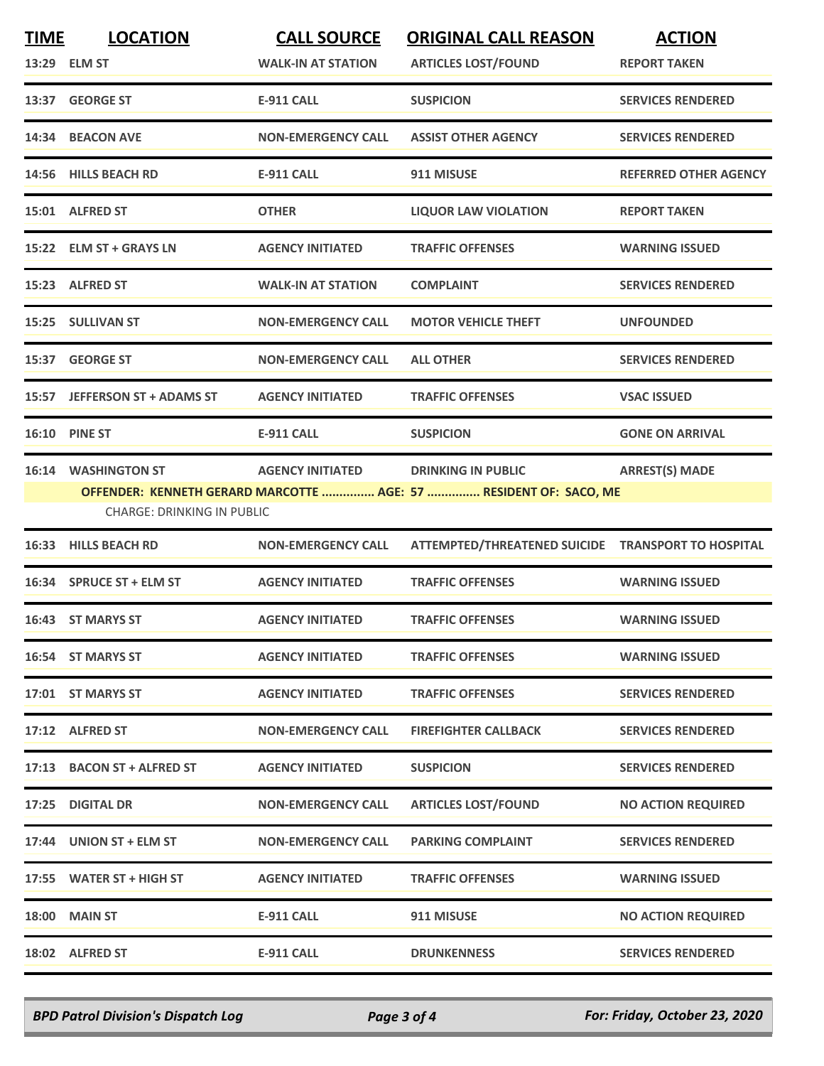| TIME | LOCATION | CALL SOURCE | ORIGINAL CALL REASON | ACTION |
|---|---|---|---|---|
| 13:29 | ELM ST | WALK-IN AT STATION | ARTICLES LOST/FOUND | REPORT TAKEN |
| 13:37 | GEORGE ST | E-911 CALL | SUSPICION | SERVICES RENDERED |
| 14:34 | BEACON AVE | NON-EMERGENCY CALL | ASSIST OTHER AGENCY | SERVICES RENDERED |
| 14:56 | HILLS BEACH RD | E-911 CALL | 911 MISUSE | REFERRED OTHER AGENCY |
| 15:01 | ALFRED ST | OTHER | LIQUOR LAW VIOLATION | REPORT TAKEN |
| 15:22 | ELM ST + GRAYS LN | AGENCY INITIATED | TRAFFIC OFFENSES | WARNING ISSUED |
| 15:23 | ALFRED ST | WALK-IN AT STATION | COMPLAINT | SERVICES RENDERED |
| 15:25 | SULLIVAN ST | NON-EMERGENCY CALL | MOTOR VEHICLE THEFT | UNFOUNDED |
| 15:37 | GEORGE ST | NON-EMERGENCY CALL | ALL OTHER | SERVICES RENDERED |
| 15:57 | JEFFERSON ST + ADAMS ST | AGENCY INITIATED | TRAFFIC OFFENSES | VSAC ISSUED |
| 16:10 | PINE ST | E-911 CALL | SUSPICION | GONE ON ARRIVAL |
| 16:14 | WASHINGTON ST | AGENCY INITIATED | DRINKING IN PUBLIC | ARREST(S) MADE |
| | **OFFENDER: KENNETH GERARD MARCOTTE ............... AGE: 57 ............... RESIDENT OF: SACO, ME** | | | |
| | CHARGE: DRINKING IN PUBLIC | | | |
| 16:33 | HILLS BEACH RD | NON-EMERGENCY CALL | ATTEMPTED/THREATENED SUICIDE | TRANSPORT TO HOSPITAL |
| 16:34 | SPRUCE ST + ELM ST | AGENCY INITIATED | TRAFFIC OFFENSES | WARNING ISSUED |
| 16:43 | ST MARYS ST | AGENCY INITIATED | TRAFFIC OFFENSES | WARNING ISSUED |
| 16:54 | ST MARYS ST | AGENCY INITIATED | TRAFFIC OFFENSES | WARNING ISSUED |
| 17:01 | ST MARYS ST | AGENCY INITIATED | TRAFFIC OFFENSES | SERVICES RENDERED |
| 17:12 | ALFRED ST | NON-EMERGENCY CALL | FIREFIGHTER CALLBACK | SERVICES RENDERED |
| 17:13 | BACON ST + ALFRED ST | AGENCY INITIATED | SUSPICION | SERVICES RENDERED |
| 17:25 | DIGITAL DR | NON-EMERGENCY CALL | ARTICLES LOST/FOUND | NO ACTION REQUIRED |
| 17:44 | UNION ST + ELM ST | NON-EMERGENCY CALL | PARKING COMPLAINT | SERVICES RENDERED |
| 17:55 | WATER ST + HIGH ST | AGENCY INITIATED | TRAFFIC OFFENSES | WARNING ISSUED |
| 18:00 | MAIN ST | E-911 CALL | 911 MISUSE | NO ACTION REQUIRED |
| 18:02 | ALFRED ST | E-911 CALL | DRUNKENNESS | SERVICES RENDERED |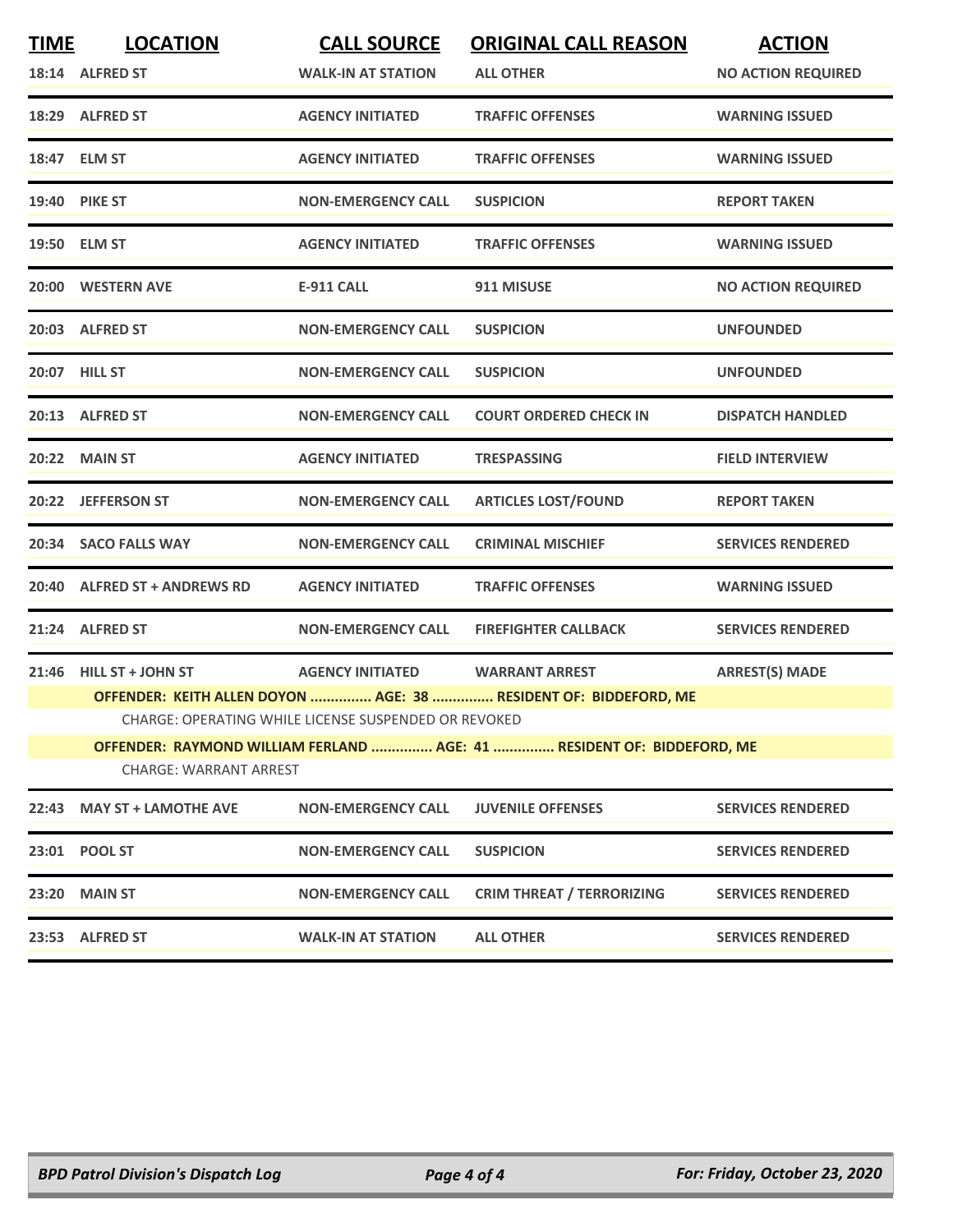| TIME | LOCATION | CALL SOURCE | ORIGINAL CALL REASON | ACTION |
|---|---|---|---|---|
| 18:14 | ALFRED ST | WALK-IN AT STATION | ALL OTHER | NO ACTION REQUIRED |
| 18:29 | ALFRED ST | AGENCY INITIATED | TRAFFIC OFFENSES | WARNING ISSUED |
| 18:47 | ELM ST | AGENCY INITIATED | TRAFFIC OFFENSES | WARNING ISSUED |
| 19:40 | PIKE ST | NON-EMERGENCY CALL | SUSPICION | REPORT TAKEN |
| 19:50 | ELM ST | AGENCY INITIATED | TRAFFIC OFFENSES | WARNING ISSUED |
| 20:00 | WESTERN AVE | E-911 CALL | 911 MISUSE | NO ACTION REQUIRED |
| 20:03 | ALFRED ST | NON-EMERGENCY CALL | SUSPICION | UNFOUNDED |
| 20:07 | HILL ST | NON-EMERGENCY CALL | SUSPICION | UNFOUNDED |
| 20:13 | ALFRED ST | NON-EMERGENCY CALL | COURT ORDERED CHECK IN | DISPATCH HANDLED |
| 20:22 | MAIN ST | AGENCY INITIATED | TRESPASSING | FIELD INTERVIEW |
| 20:22 | JEFFERSON ST | NON-EMERGENCY CALL | ARTICLES LOST/FOUND | REPORT TAKEN |
| 20:34 | SACO FALLS WAY | NON-EMERGENCY CALL | CRIMINAL MISCHIEF | SERVICES RENDERED |
| 20:40 | ALFRED ST + ANDREWS RD | AGENCY INITIATED | TRAFFIC OFFENSES | WARNING ISSUED |
| 21:24 | ALFRED ST | NON-EMERGENCY CALL | FIREFIGHTER CALLBACK | SERVICES RENDERED |
| 21:46 | HILL ST + JOHN ST | AGENCY INITIATED | WARRANT ARREST | ARREST(S) MADE |

OFFENDER: KEITH ALLEN DOYON ............... AGE: 38 ............... RESIDENT OF: BIDDEFORD, ME

CHARGE: OPERATING WHILE LICENSE SUSPENDED OR REVOKED

OFFENDER: RAYMOND WILLIAM FERLAND ............... AGE: 41 ............... RESIDENT OF: BIDDEFORD, ME

CHARGE: WARRANT ARREST

| TIME | LOCATION | CALL SOURCE | ORIGINAL CALL REASON | ACTION |
|---|---|---|---|---|
| 22:43 | MAY ST + LAMOTHE AVE | NON-EMERGENCY CALL | JUVENILE OFFENSES | SERVICES RENDERED |
| 23:01 | POOL ST | NON-EMERGENCY CALL | SUSPICION | SERVICES RENDERED |
| 23:20 | MAIN ST | NON-EMERGENCY CALL | CRIM THREAT / TERRORIZING | SERVICES RENDERED |
| 23:53 | ALFRED ST | WALK-IN AT STATION | ALL OTHER | SERVICES RENDERED |